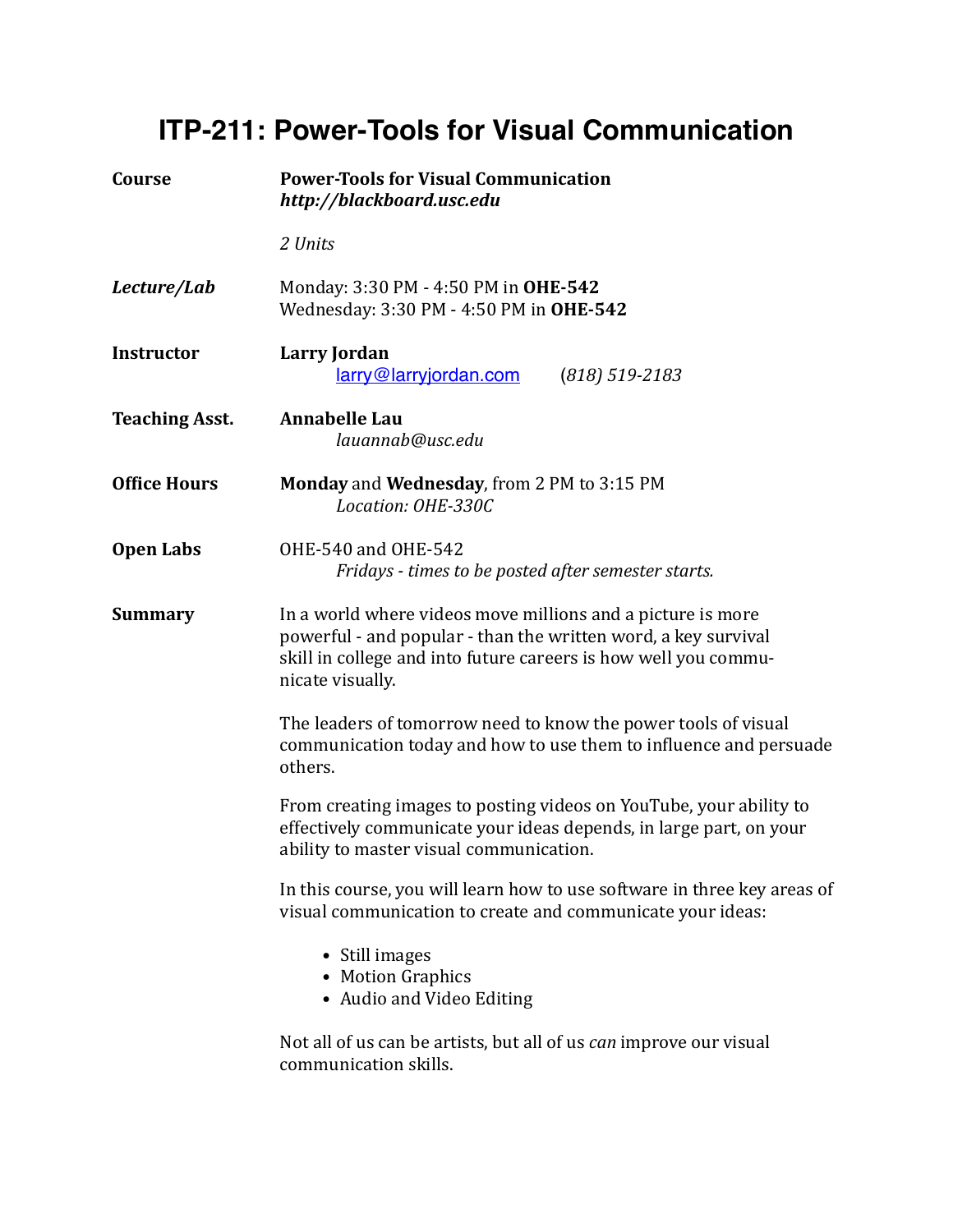# ITP-211: Power-Tools for Visual Communication

**Course**

**Power-Tools for Visual Communication**
***http://blackboard.usc.edu***

*2 Units*

***Lecture/Lab***

Monday: 3:30 PM - 4:50 PM in **OHE-542**
Wednesday: 3:30 PM - 4:50 PM in **OHE-542**

**Instructor**

**Larry Jordan**
larry@larryjordan.com (*818) 519-2183*

**Teaching Asst.**

**Annabelle Lau**
*lauannab@usc.edu*

**Office Hours**

**Monday** and **Wednesday**, from 2 PM to 3:15 PM
*Location: OHE-330C*

**Open Labs**

OHE-540 and OHE-542
*Fridays - times to be posted after semester starts.*

**Summary**

In a world where videos move millions and a picture is more powerful - and popular - than the written word, a key survival skill in college and into future careers is how well you communicate visually.

The leaders of tomorrow need to know the power tools of visual communication today and how to use them to influence and persuade others.

From creating images to posting videos on YouTube, your ability to effectively communicate your ideas depends, in large part, on your ability to master visual communication.

In this course, you will learn how to use software in three key areas of visual communication to create and communicate your ideas:

- Still images
- Motion Graphics
- Audio and Video Editing

Not all of us can be artists, but all of us *can* improve our visual communication skills.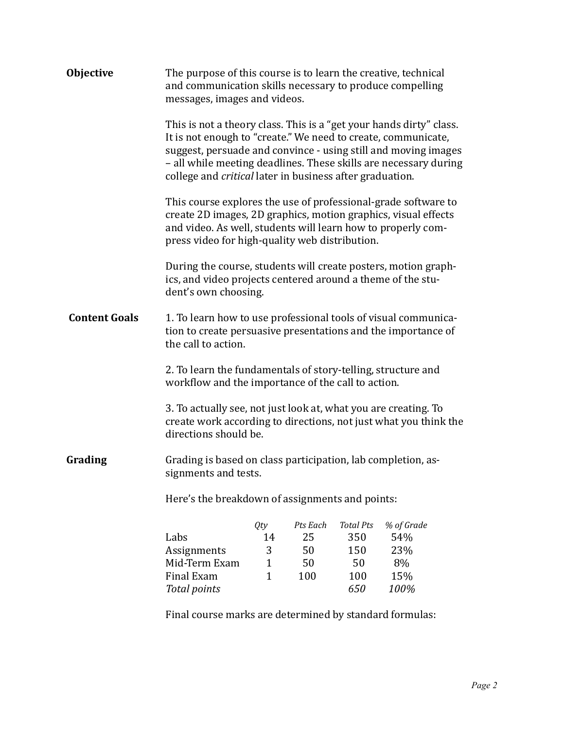**Objective**

The purpose of this course is to learn the creative, technical and communication skills necessary to produce compelling messages, images and videos.

This is not a theory class. This is a "get your hands dirty" class. It is not enough to "create." We need to create, communicate, suggest, persuade and convince - using still and moving images – all while meeting deadlines. These skills are necessary during college and *critical* later in business after graduation.

This course explores the use of professional-grade software to create 2D images, 2D graphics, motion graphics, visual effects and video. As well, students will learn how to properly compress video for high-quality web distribution.

During the course, students will create posters, motion graphics, and video projects centered around a theme of the student's own choosing.

**Content Goals**

1. To learn how to use professional tools of visual communication to create persuasive presentations and the importance of the call to action.

2. To learn the fundamentals of story-telling, structure and workflow and the importance of the call to action.

3. To actually see, not just look at, what you are creating. To create work according to directions, not just what you think the directions should be.

**Grading**

Grading is based on class participation, lab completion, assignments and tests.

Here's the breakdown of assignments and points:

| | *Qty* | *Pts Each* | *Total Pts* | *% of Grade* |
|---|---|---|---|---|
| Labs | 14 | 25 | 350 | 54% |
| Assignments | 3 | 50 | 150 | 23% |
| Mid-Term Exam | 1 | 50 | 50 | 8% |
| Final Exam | 1 | 100 | 100 | 15% |
| *Total points* | | | *650* | *100%* |

Final course marks are determined by standard formulas: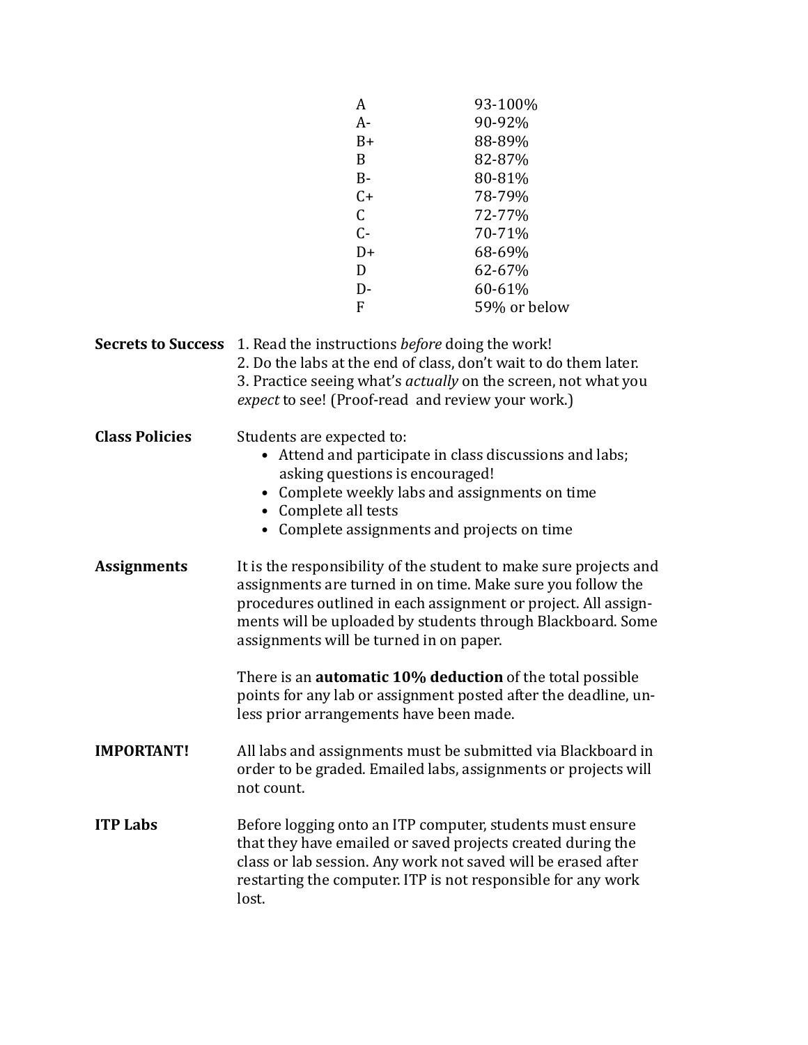| Grade | Percentage |
|---|---|
| A | 93-100% |
| A- | 90-92% |
| B+ | 88-89% |
| B | 82-87% |
| B- | 80-81% |
| C+ | 78-79% |
| C | 72-77% |
| C- | 70-71% |
| D+ | 68-69% |
| D | 62-67% |
| D- | 60-61% |
| F | 59% or below |

**Secrets to Success**

1. Read the instructions *before* doing the work!
2. Do the labs at the end of class, don't wait to do them later.
3. Practice seeing what's *actually* on the screen, not what you *expect* to see! (Proof-read and review your work.)

**Class Policies**

Students are expected to:

- Attend and participate in class discussions and labs; asking questions is encouraged!
- Complete weekly labs and assignments on time
- Complete all tests
- Complete assignments and projects on time

**Assignments**

It is the responsibility of the student to make sure projects and assignments are turned in on time. Make sure you follow the procedures outlined in each assignment or project. All assignments will be uploaded by students through Blackboard. Some assignments will be turned in on paper.

There is an **automatic 10% deduction** of the total possible points for any lab or assignment posted after the deadline, unless prior arrangements have been made.

**IMPORTANT!**

All labs and assignments must be submitted via Blackboard in order to be graded. Emailed labs, assignments or projects will not count.

**ITP Labs**

Before logging onto an ITP computer, students must ensure that they have emailed or saved projects created during the class or lab session. Any work not saved will be erased after restarting the computer. ITP is not responsible for any work lost.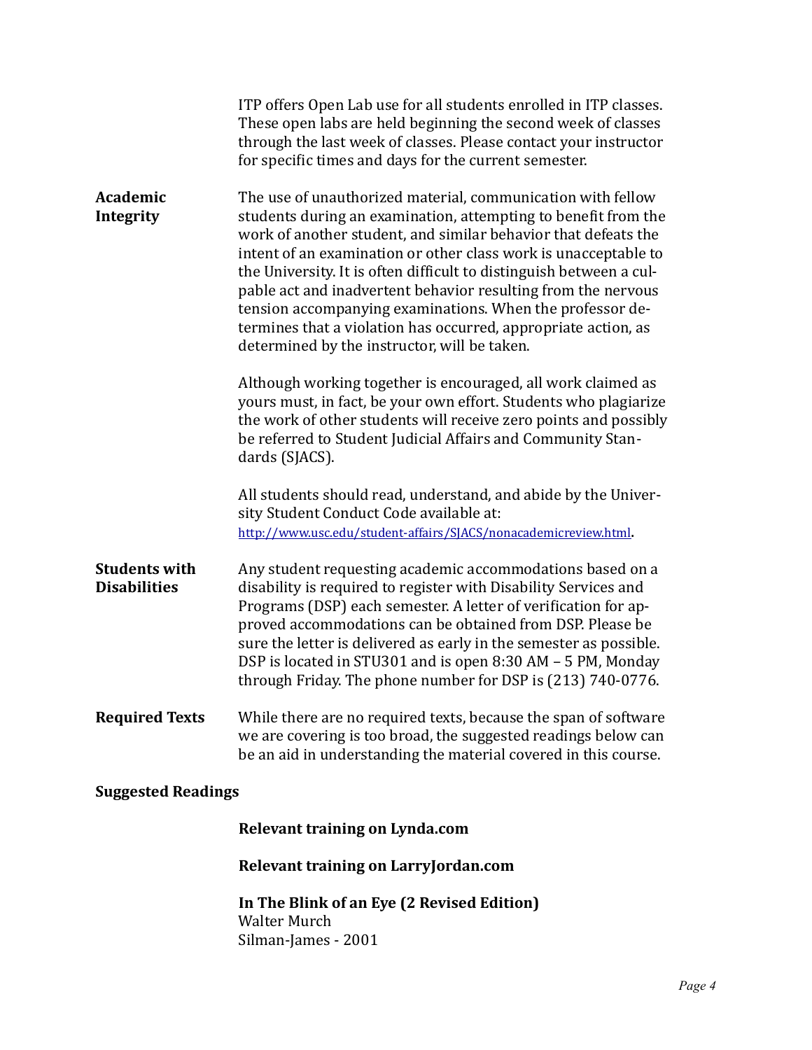ITP offers Open Lab use for all students enrolled in ITP classes. These open labs are held beginning the second week of classes through the last week of classes. Please contact your instructor for specific times and days for the current semester.

**Academic Integrity**

The use of unauthorized material, communication with fellow students during an examination, attempting to benefit from the work of another student, and similar behavior that defeats the intent of an examination or other class work is unacceptable to the University. It is often difficult to distinguish between a culpable act and inadvertent behavior resulting from the nervous tension accompanying examinations. When the professor determines that a violation has occurred, appropriate action, as determined by the instructor, will be taken.

Although working together is encouraged, all work claimed as yours must, in fact, be your own effort. Students who plagiarize the work of other students will receive zero points and possibly be referred to Student Judicial Affairs and Community Standards (SJACS).

All students should read, understand, and abide by the University Student Conduct Code available at: http://www.usc.edu/student-affairs/SJACS/nonacademicreview.html.

**Students with Disabilities**

Any student requesting academic accommodations based on a disability is required to register with Disability Services and Programs (DSP) each semester. A letter of verification for approved accommodations can be obtained from DSP. Please be sure the letter is delivered as early in the semester as possible. DSP is located in STU301 and is open 8:30 AM – 5 PM, Monday through Friday. The phone number for DSP is (213) 740-0776.

**Required Texts**

While there are no required texts, because the span of software we are covering is too broad, the suggested readings below can be an aid in understanding the material covered in this course.

**Suggested Readings**

**Relevant training on Lynda.com**

**Relevant training on LarryJordan.com**

**In The Blink of an Eye (2 Revised Edition)**
Walter Murch
Silman-James - 2001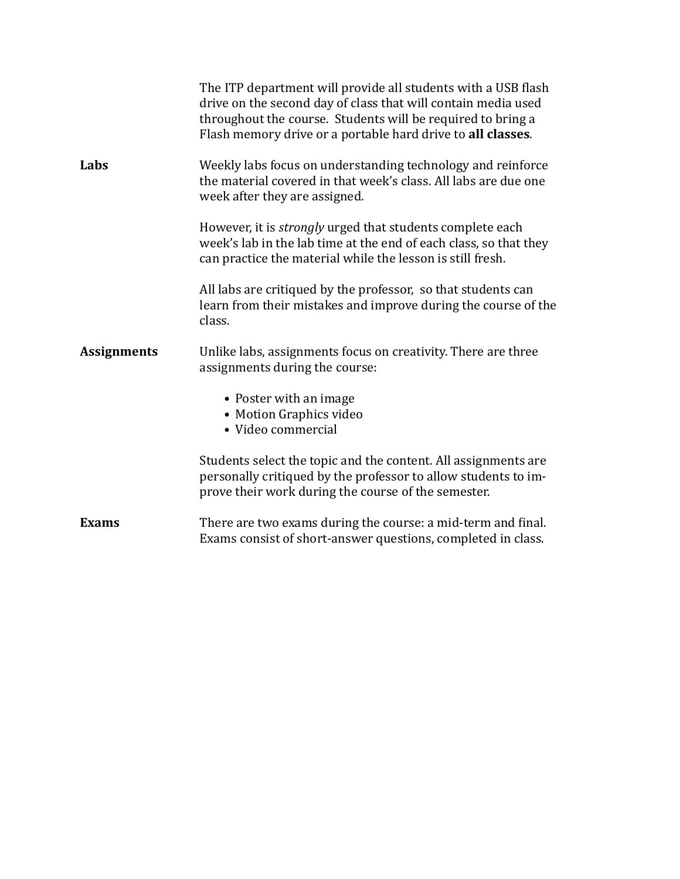The ITP department will provide all students with a USB flash drive on the second day of class that will contain media used throughout the course. Students will be required to bring a Flash memory drive or a portable hard drive to **all classes**.

**Labs**

Weekly labs focus on understanding technology and reinforce the material covered in that week's class. All labs are due one week after they are assigned.

However, it is *strongly* urged that students complete each week's lab in the lab time at the end of each class, so that they can practice the material while the lesson is still fresh.

All labs are critiqued by the professor, so that students can learn from their mistakes and improve during the course of the class.

**Assignments**

Unlike labs, assignments focus on creativity. There are three assignments during the course:

- Poster with an image
- Motion Graphics video
- Video commercial

Students select the topic and the content. All assignments are personally critiqued by the professor to allow students to improve their work during the course of the semester.

**Exams**

There are two exams during the course: a mid-term and final. Exams consist of short-answer questions, completed in class.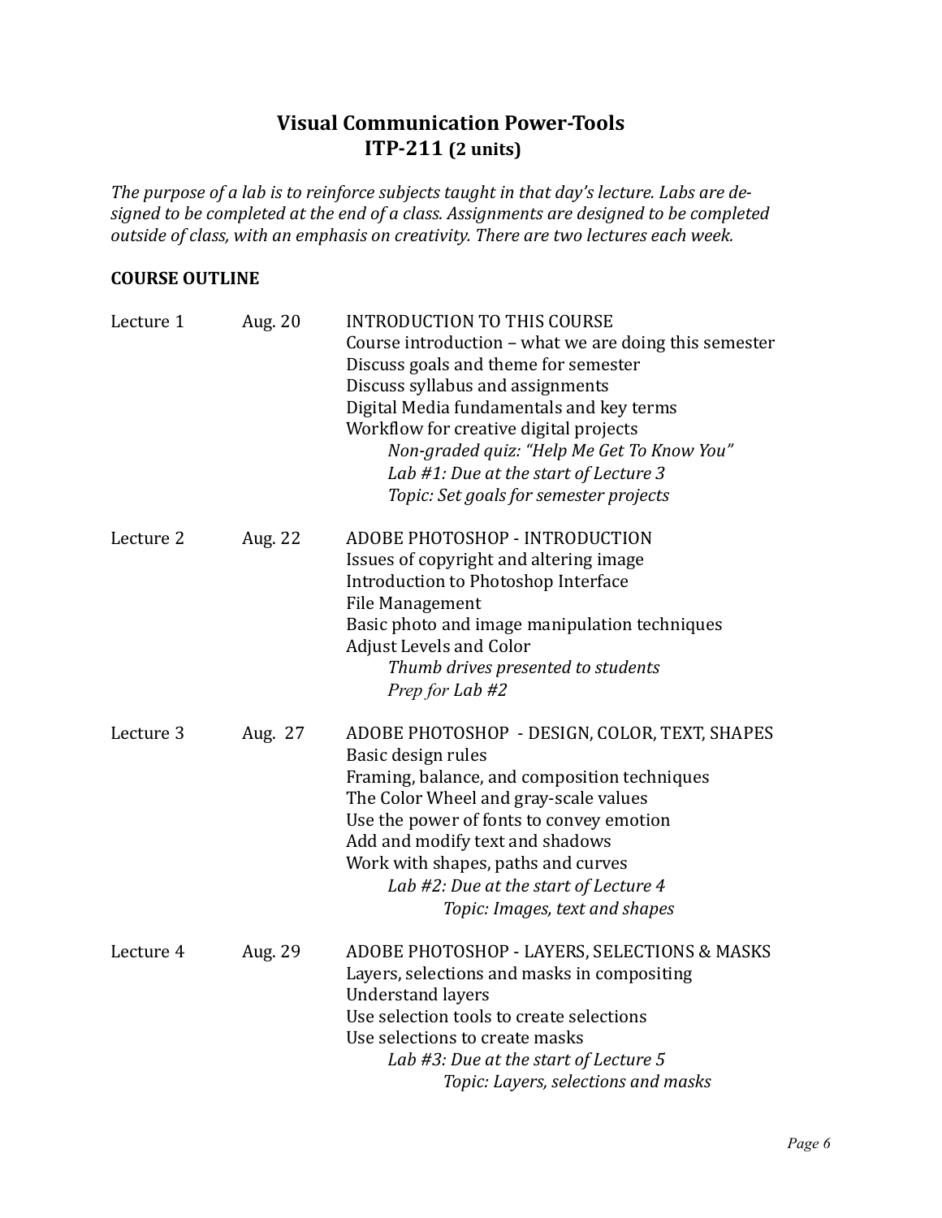# Visual Communication Power-Tools
## ITP-211 (2 units)

*The purpose of a lab is to reinforce subjects taught in that day's lecture. Labs are designed to be completed at the end of a class. Assignments are designed to be completed outside of class, with an emphasis on creativity. There are two lectures each week.*

**COURSE OUTLINE**

**Lecture 1 — Aug. 20**

INTRODUCTION TO THIS COURSE
Course introduction – what we are doing this semester
Discuss goals and theme for semester
Discuss syllabus and assignments
Digital Media fundamentals and key terms
Workflow for creative digital projects
*Non-graded quiz: "Help Me Get To Know You"*
*Lab #1: Due at the start of Lecture 3*
*Topic: Set goals for semester projects*

**Lecture 2 — Aug. 22**

ADOBE PHOTOSHOP - INTRODUCTION
Issues of copyright and altering image
Introduction to Photoshop Interface
File Management
Basic photo and image manipulation techniques
Adjust Levels and Color
*Thumb drives presented to students*
*Prep for Lab #2*

**Lecture 3 — Aug. 27**

ADOBE PHOTOSHOP - DESIGN, COLOR, TEXT, SHAPES
Basic design rules
Framing, balance, and composition techniques
The Color Wheel and gray-scale values
Use the power of fonts to convey emotion
Add and modify text and shadows
Work with shapes, paths and curves
*Lab #2: Due at the start of Lecture 4*
*Topic: Images, text and shapes*

**Lecture 4 — Aug. 29**

ADOBE PHOTOSHOP - LAYERS, SELECTIONS & MASKS
Layers, selections and masks in compositing
Understand layers
Use selection tools to create selections
Use selections to create masks
*Lab #3: Due at the start of Lecture 5*
*Topic: Layers, selections and masks*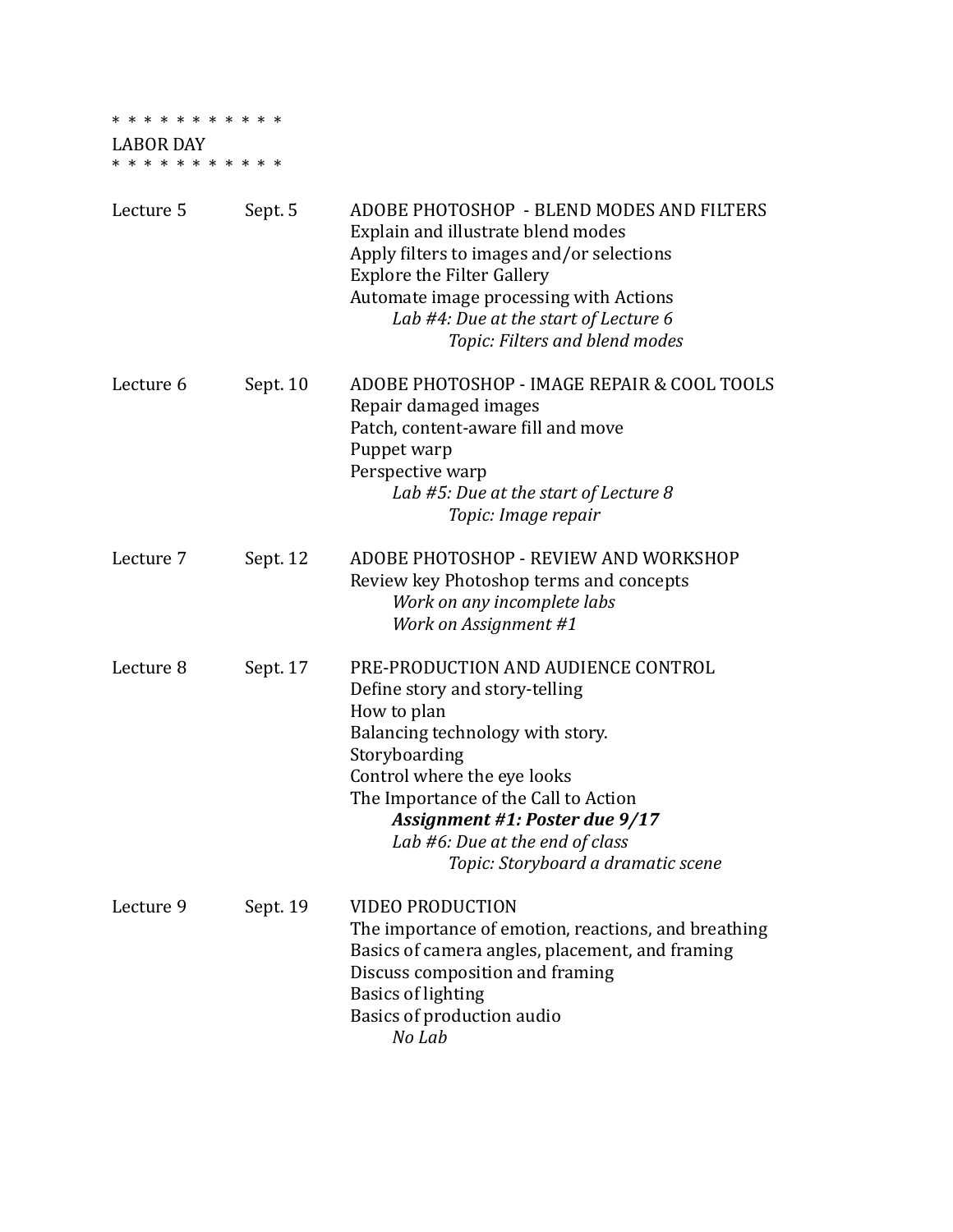* * * * * * * * * * * *
LABOR DAY
* * * * * * * * * * * *

Lecture 5 Sept. 5

ADOBE PHOTOSHOP - BLEND MODES AND FILTERS
Explain and illustrate blend modes
Apply filters to images and/or selections
Explore the Filter Gallery
Automate image processing with Actions

*Lab #4: Due at the start of Lecture 6*
*Topic: Filters and blend modes*

Lecture 6 Sept. 10

ADOBE PHOTOSHOP - IMAGE REPAIR & COOL TOOLS
Repair damaged images
Patch, content-aware fill and move
Puppet warp
Perspective warp

*Lab #5: Due at the start of Lecture 8*
*Topic: Image repair*

Lecture 7 Sept. 12

ADOBE PHOTOSHOP - REVIEW AND WORKSHOP
Review key Photoshop terms and concepts

*Work on any incomplete labs*
*Work on Assignment #1*

Lecture 8 Sept. 17

PRE-PRODUCTION AND AUDIENCE CONTROL
Define story and story-telling
How to plan
Balancing technology with story.
Storyboarding
Control where the eye looks
The Importance of the Call to Action

***Assignment #1: Poster due 9/17***
*Lab #6: Due at the end of class*
*Topic: Storyboard a dramatic scene*

Lecture 9 Sept. 19

VIDEO PRODUCTION
The importance of emotion, reactions, and breathing
Basics of camera angles, placement, and framing
Discuss composition and framing
Basics of lighting
Basics of production audio

*No Lab*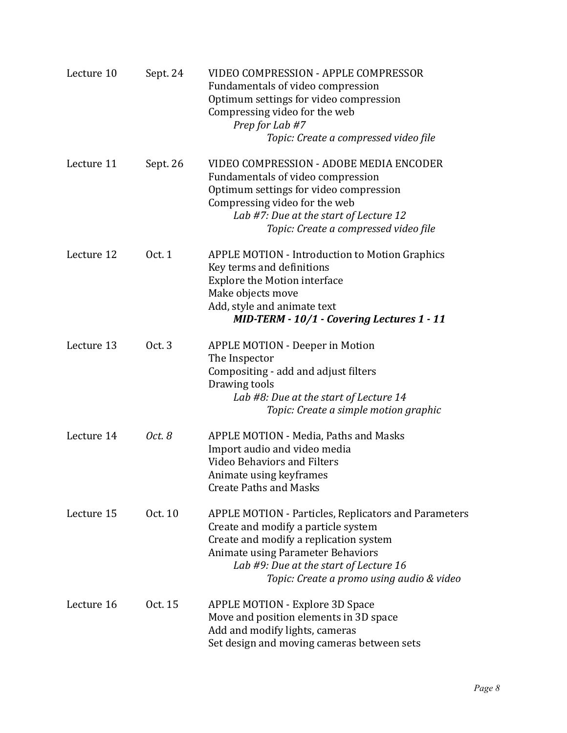| | | |
|---|---|---|
| Lecture 10 | Sept. 24 | VIDEO COMPRESSION - APPLE COMPRESSOR<br>Fundamentals of video compression<br>Optimum settings for video compression<br>Compressing video for the web<br>*Prep for Lab #7*<br>*Topic: Create a compressed video file* |
| Lecture 11 | Sept. 26 | VIDEO COMPRESSION - ADOBE MEDIA ENCODER<br>Fundamentals of video compression<br>Optimum settings for video compression<br>Compressing video for the web<br>*Lab #7: Due at the start of Lecture 12*<br>*Topic: Create a compressed video file* |
| Lecture 12 | Oct. 1 | APPLE MOTION - Introduction to Motion Graphics<br>Key terms and definitions<br>Explore the Motion interface<br>Make objects move<br>Add, style and animate text<br>***MID-TERM - 10/1 - Covering Lectures 1 - 11*** |
| Lecture 13 | Oct. 3 | APPLE MOTION - Deeper in Motion<br>The Inspector<br>Compositing - add and adjust filters<br>Drawing tools<br>*Lab #8: Due at the start of Lecture 14*<br>*Topic: Create a simple motion graphic* |
| Lecture 14 | *Oct. 8* | APPLE MOTION - Media, Paths and Masks<br>Import audio and video media<br>Video Behaviors and Filters<br>Animate using keyframes<br>Create Paths and Masks |
| Lecture 15 | Oct. 10 | APPLE MOTION - Particles, Replicators and Parameters<br>Create and modify a particle system<br>Create and modify a replication system<br>Animate using Parameter Behaviors<br>*Lab #9: Due at the start of Lecture 16*<br>*Topic: Create a promo using audio & video* |
| Lecture 16 | Oct. 15 | APPLE MOTION - Explore 3D Space<br>Move and position elements in 3D space<br>Add and modify lights, cameras<br>Set design and moving cameras between sets |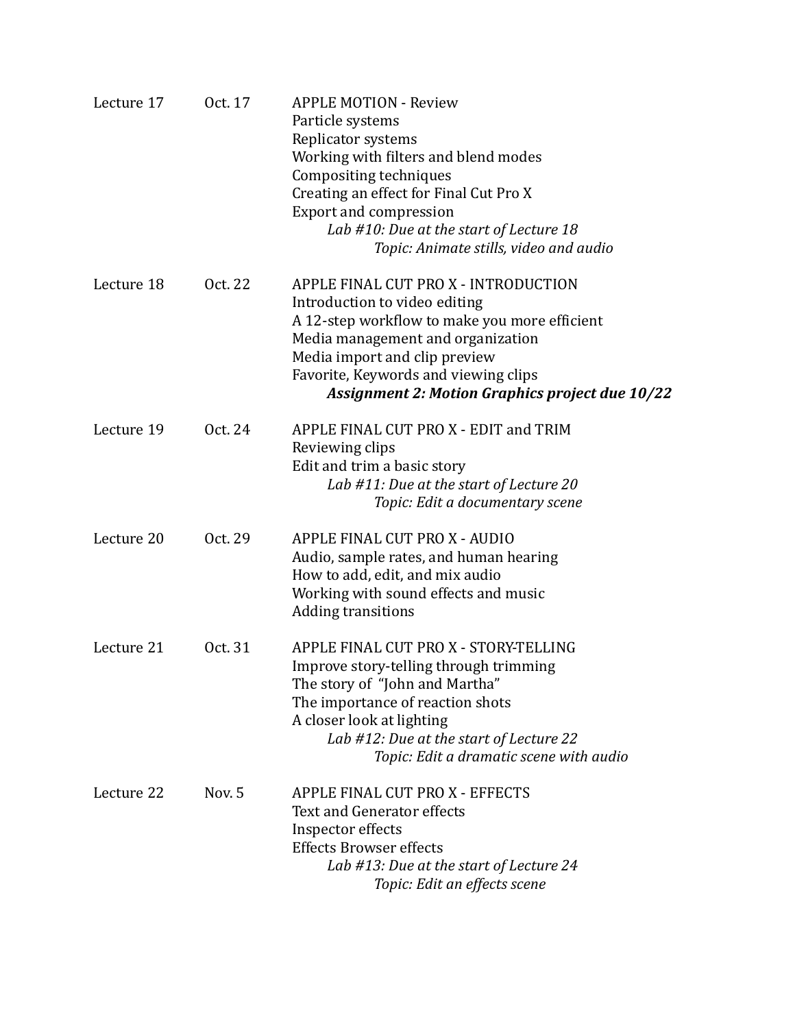| | | |
|---|---|---|
| Lecture 17 | Oct. 17 | APPLE MOTION - Review<br>Particle systems<br>Replicator systems<br>Working with filters and blend modes<br>Compositing techniques<br>Creating an effect for Final Cut Pro X<br>Export and compression<br>*Lab #10: Due at the start of Lecture 18*<br>*Topic: Animate stills, video and audio* |
| Lecture 18 | Oct. 22 | APPLE FINAL CUT PRO X - INTRODUCTION<br>Introduction to video editing<br>A 12-step workflow to make you more efficient<br>Media management and organization<br>Media import and clip preview<br>Favorite, Keywords and viewing clips<br>***Assignment 2: Motion Graphics project due 10/22*** |
| Lecture 19 | Oct. 24 | APPLE FINAL CUT PRO X - EDIT and TRIM<br>Reviewing clips<br>Edit and trim a basic story<br>*Lab #11: Due at the start of Lecture 20*<br>*Topic: Edit a documentary scene* |
| Lecture 20 | Oct. 29 | APPLE FINAL CUT PRO X - AUDIO<br>Audio, sample rates, and human hearing<br>How to add, edit, and mix audio<br>Working with sound effects and music<br>Adding transitions |
| Lecture 21 | Oct. 31 | APPLE FINAL CUT PRO X - STORY-TELLING<br>Improve story-telling through trimming<br>The story of "John and Martha"<br>The importance of reaction shots<br>A closer look at lighting<br>*Lab #12: Due at the start of Lecture 22*<br>*Topic: Edit a dramatic scene with audio* |
| Lecture 22 | Nov. 5 | APPLE FINAL CUT PRO X - EFFECTS<br>Text and Generator effects<br>Inspector effects<br>Effects Browser effects<br>*Lab #13: Due at the start of Lecture 24*<br>*Topic: Edit an effects scene* |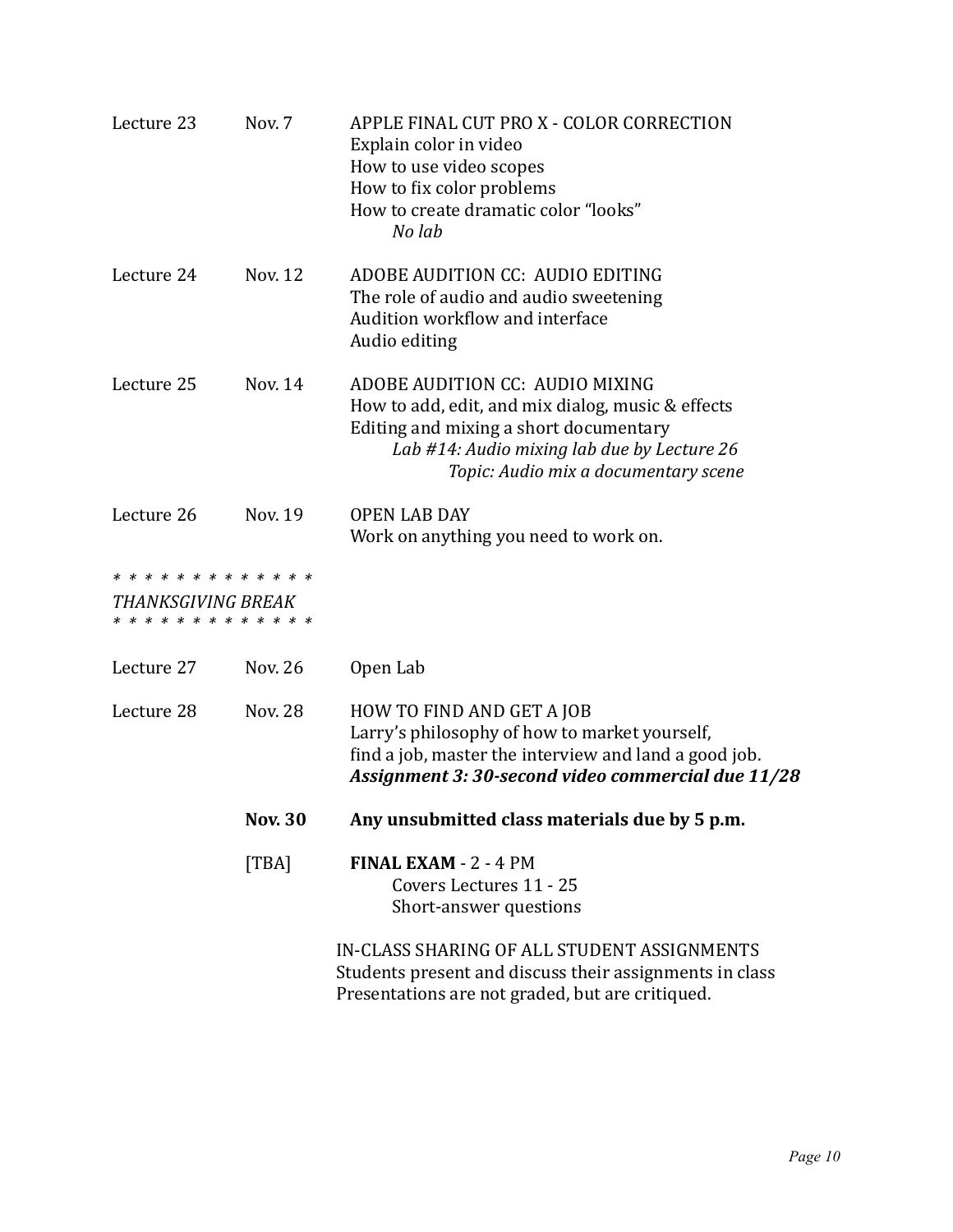| | | |
|---|---|---|
| Lecture 23 | Nov. 7 | APPLE FINAL CUT PRO X - COLOR CORRECTION<br>Explain color in video<br>How to use video scopes<br>How to fix color problems<br>How to create dramatic color "looks"<br>*No lab* |
| Lecture 24 | Nov. 12 | ADOBE AUDITION CC: AUDIO EDITING<br>The role of audio and audio sweetening<br>Audition workflow and interface<br>Audio editing |
| Lecture 25 | Nov. 14 | ADOBE AUDITION CC: AUDIO MIXING<br>How to add, edit, and mix dialog, music & effects<br>Editing and mixing a short documentary<br>*Lab #14: Audio mixing lab due by Lecture 26*<br>*Topic: Audio mix a documentary scene* |
| Lecture 26 | Nov. 19 | OPEN LAB DAY<br>Work on anything you need to work on. |

*\* \* \* \* \* \* \* \* \* \* \* \* \**
*THANKSGIVING BREAK*
*\* \* \* \* \* \* \* \* \* \* \* \* \**

| | | |
|---|---|---|
| Lecture 27 | Nov. 26 | Open Lab |
| Lecture 28 | Nov. 28 | HOW TO FIND AND GET A JOB<br>Larry's philosophy of how to market yourself,<br>find a job, master the interview and land a good job.<br>***Assignment 3: 30-second video commercial due 11/28*** |
| | **Nov. 30** | **Any unsubmitted class materials due by 5 p.m.** |
| | [TBA] | **FINAL EXAM** - 2 - 4 PM<br>Covers Lectures 11 - 25<br>Short-answer questions |

IN-CLASS SHARING OF ALL STUDENT ASSIGNMENTS
Students present and discuss their assignments in class
Presentations are not graded, but are critiqued.